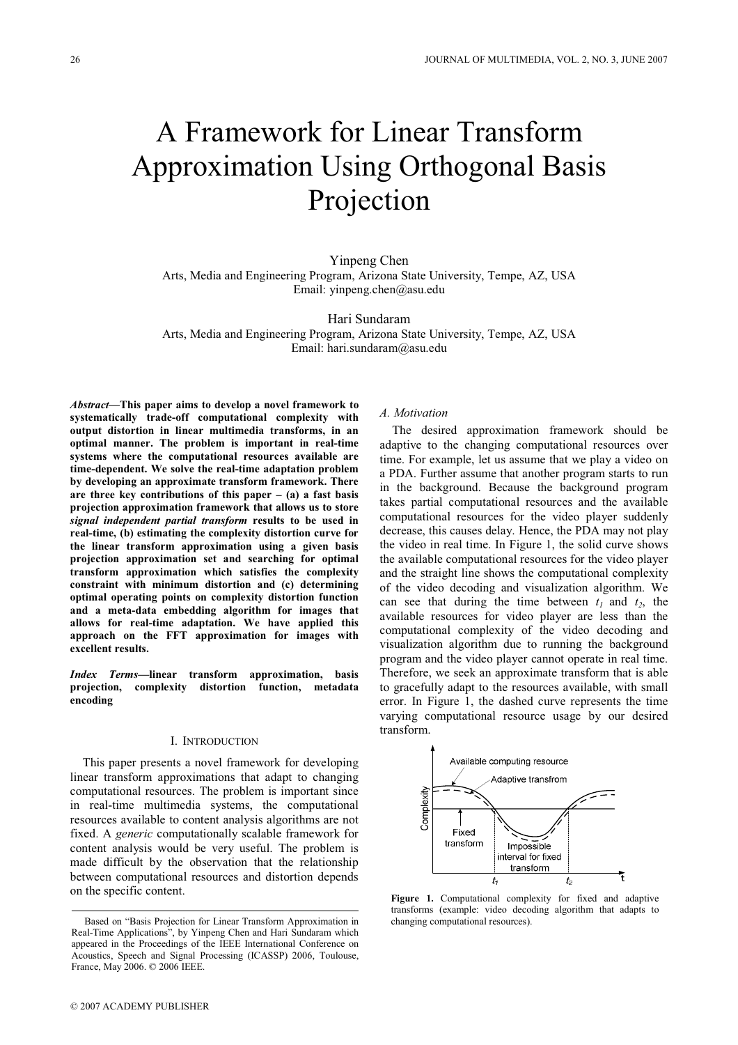# A Framework for Linear Transform Approximation Using Orthogonal Basis Projection

Yinpeng Chen
Arts, Media and Engineering Program, Arizona State University, Tempe, AZ, USA
Email: yinpeng.chen@asu.edu

Hari Sundaram
Arts, Media and Engineering Program, Arizona State University, Tempe, AZ, USA
Email: hari.sundaram@asu.edu

***Abstract*—This paper aims to develop a novel framework to systematically trade-off computational complexity with output distortion in linear multimedia transforms, in an optimal manner. The problem is important in real-time systems where the computational resources available are time-dependent. We solve the real-time adaptation problem by developing an approximate transform framework. There are three key contributions of this paper – (a) a fast basis projection approximation framework that allows us to store *signal independent partial transform* results to be used in real-time, (b) estimating the complexity distortion curve for the linear transform approximation using a given basis projection approximation set and searching for optimal transform approximation which satisfies the complexity constraint with minimum distortion and (c) determining optimal operating points on complexity distortion function and a meta-data embedding algorithm for images that allows for real-time adaptation. We have applied this approach on the FFT approximation for images with excellent results.**

***Index Terms*—linear transform approximation, basis projection, complexity distortion function, metadata encoding**

## I. Introduction

This paper presents a novel framework for developing linear transform approximations that adapt to changing computational resources. The problem is important since in real-time multimedia systems, the computational resources available to content analysis algorithms are not fixed. A *generic* computationally scalable framework for content analysis would be very useful. The problem is made difficult by the observation that the relationship between computational resources and distortion depends on the specific content.

Based on "Basis Projection for Linear Transform Approximation in Real-Time Applications", by Yinpeng Chen and Hari Sundaram which appeared in the Proceedings of the IEEE International Conference on Acoustics, Speech and Signal Processing (ICASSP) 2006, Toulouse, France, May 2006. © 2006 IEEE.

### A. Motivation

The desired approximation framework should be adaptive to the changing computational resources over time. For example, let us assume that we play a video on a PDA. Further assume that another program starts to run in the background. Because the background program takes partial computational resources and the available computational resources for the video player suddenly decrease, this causes delay. Hence, the PDA may not play the video in real time. In Figure 1, the solid curve shows the available computational resources for the video player and the straight line shows the computational complexity of the video decoding and visualization algorithm. We can see that during the time between $t_1$ and $t_2$, the available resources for video player are less than the computational complexity of the video decoding and visualization algorithm due to running the background program and the video player cannot operate in real time. Therefore, we seek an approximate transform that is able to gracefully adapt to the resources available, with small error. In Figure 1, the dashed curve represents the time varying computational resource usage by our desired transform.

**Figure 1.** Computational complexity for fixed and adaptive transforms (example: video decoding algorithm that adapts to changing computational resources).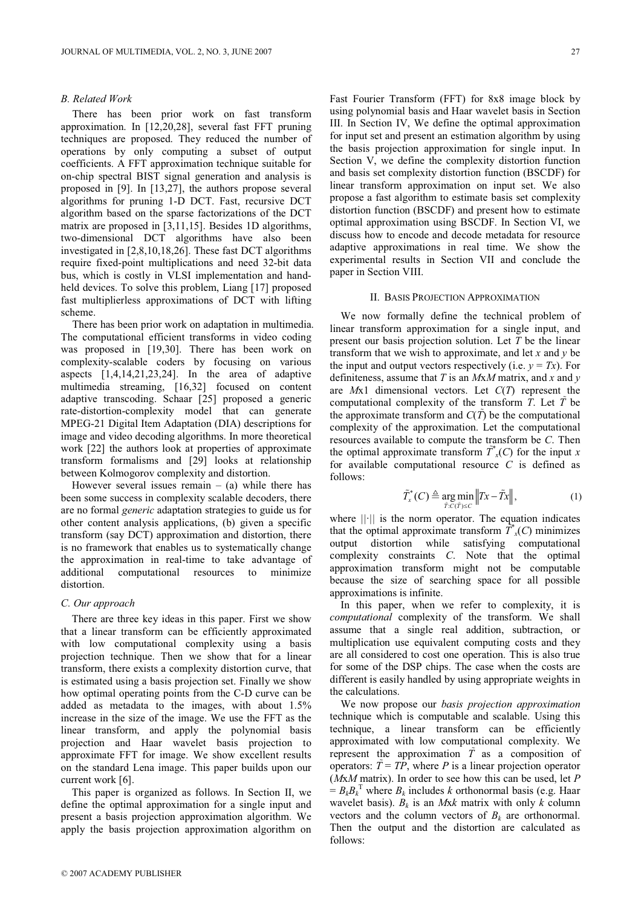### B. Related Work

There has been prior work on fast transform approximation. In [12,20,28], several fast FFT pruning techniques are proposed. They reduced the number of operations by only computing a subset of output coefficients. A FFT approximation technique suitable for on-chip spectral BIST signal generation and analysis is proposed in [9]. In [13,27], the authors propose several algorithms for pruning 1-D DCT. Fast, recursive DCT algorithm based on the sparse factorizations of the DCT matrix are proposed in [3,11,15]. Besides 1D algorithms, two-dimensional DCT algorithms have also been investigated in [2,8,10,18,26]. These fast DCT algorithms require fixed-point multiplications and need 32-bit data bus, which is costly in VLSI implementation and hand-held devices. To solve this problem, Liang [17] proposed fast multiplierless approximations of DCT with lifting scheme.

There has been prior work on adaptation in multimedia. The computational efficient transforms in video coding was proposed in [19,30]. There has been work on complexity-scalable coders by focusing on various aspects [1,4,14,21,23,24]. In the area of adaptive multimedia streaming, [16,32] focused on content adaptive transcoding. Schaar [25] proposed a generic rate-distortion-complexity model that can generate MPEG-21 Digital Item Adaptation (DIA) descriptions for image and video decoding algorithms. In more theoretical work [22] the authors look at properties of approximate transform formalisms and [29] looks at relationship between Kolmogorov complexity and distortion.

However several issues remain – (a) while there has been some success in complexity scalable decoders, there are no formal *generic* adaptation strategies to guide us for other content analysis applications, (b) given a specific transform (say DCT) approximation and distortion, there is no framework that enables us to systematically change the approximation in real-time to take advantage of additional computational resources to minimize distortion.

### C. Our approach

There are three key ideas in this paper. First we show that a linear transform can be efficiently approximated with low computational complexity using a basis projection technique. Then we show that for a linear transform, there exists a complexity distortion curve, that is estimated using a basis projection set. Finally we show how optimal operating points from the C-D curve can be added as metadata to the images, with about 1.5% increase in the size of the image. We use the FFT as the linear transform, and apply the polynomial basis projection and Haar wavelet basis projection to approximate FFT for image. We show excellent results on the standard Lena image. This paper builds upon our current work [6].

This paper is organized as follows. In Section II, we define the optimal approximation for a single input and present a basis projection approximation algorithm. We apply the basis projection approximation algorithm on Fast Fourier Transform (FFT) for 8x8 image block by using polynomial basis and Haar wavelet basis in Section III. In Section IV, We define the optimal approximation for input set and present an estimation algorithm by using the basis projection approximation for single input. In Section V, we define the complexity distortion function and basis set complexity distortion function (BSCDF) for linear transform approximation on input set. We also propose a fast algorithm to estimate basis set complexity distortion function (BSCDF) and present how to estimate optimal approximation using BSCDF. In Section VI, we discuss how to encode and decode metadata for resource adaptive approximations in real time. We show the experimental results in Section VII and conclude the paper in Section VIII.

## II. Basis Projection Approximation

We now formally define the technical problem of linear transform approximation for a single input, and present our basis projection solution. Let $T$ be the linear transform that we wish to approximate, and let $x$ and $y$ be the input and output vectors respectively (i.e. $y = Tx$). For definiteness, assume that $T$ is an $M$x$M$ matrix, and $x$ and $y$ are $M$x1 dimensional vectors. Let $C(T)$ represent the computational complexity of the transform $T$. Let $\tilde{T}$ be the approximate transform and $C(\tilde{T})$ be the computational complexity of the approximation. Let the computational resources available to compute the transform be $C$. Then the optimal approximate transform $\tilde{T}^*_x(C)$ for the input $x$ for available computational resource $C$ is defined as follows:

$$\tilde{T}^*_x(C) \triangleq \underset{\tilde{T}:C(\tilde{T})\leq C}{\arg\min} \left\| Tx - \tilde{T}x \right\|, \tag{1}$$

where $||\cdot||$ is the norm operator. The equation indicates that the optimal approximate transform $\tilde{T}^*_x(C)$ minimizes output distortion while satisfying computational complexity constraints $C$. Note that the optimal approximation transform might not be computable because the size of searching space for all possible approximations is infinite.

In this paper, when we refer to complexity, it is *computational* complexity of the transform. We shall assume that a single real addition, subtraction, or multiplication use equivalent computing costs and they are all considered to cost one operation. This is also true for some of the DSP chips. The case when the costs are different is easily handled by using appropriate weights in the calculations.

We now propose our *basis projection approximation* technique which is computable and scalable. Using this technique, a linear transform can be efficiently approximated with low computational complexity. We represent the approximation $\tilde{T}$ as a composition of operators: $\tilde{T} = TP$, where $P$ is a linear projection operator ($M$x$M$ matrix). In order to see how this can be used, let $P = B_k B_k^{\mathrm{T}}$ where $B_k$ includes $k$ orthonormal basis (e.g. Haar wavelet basis). $B_k$ is an $M$x$k$ matrix with only $k$ column vectors and the column vectors of $B_k$ are orthonormal. Then the output and the distortion are calculated as follows: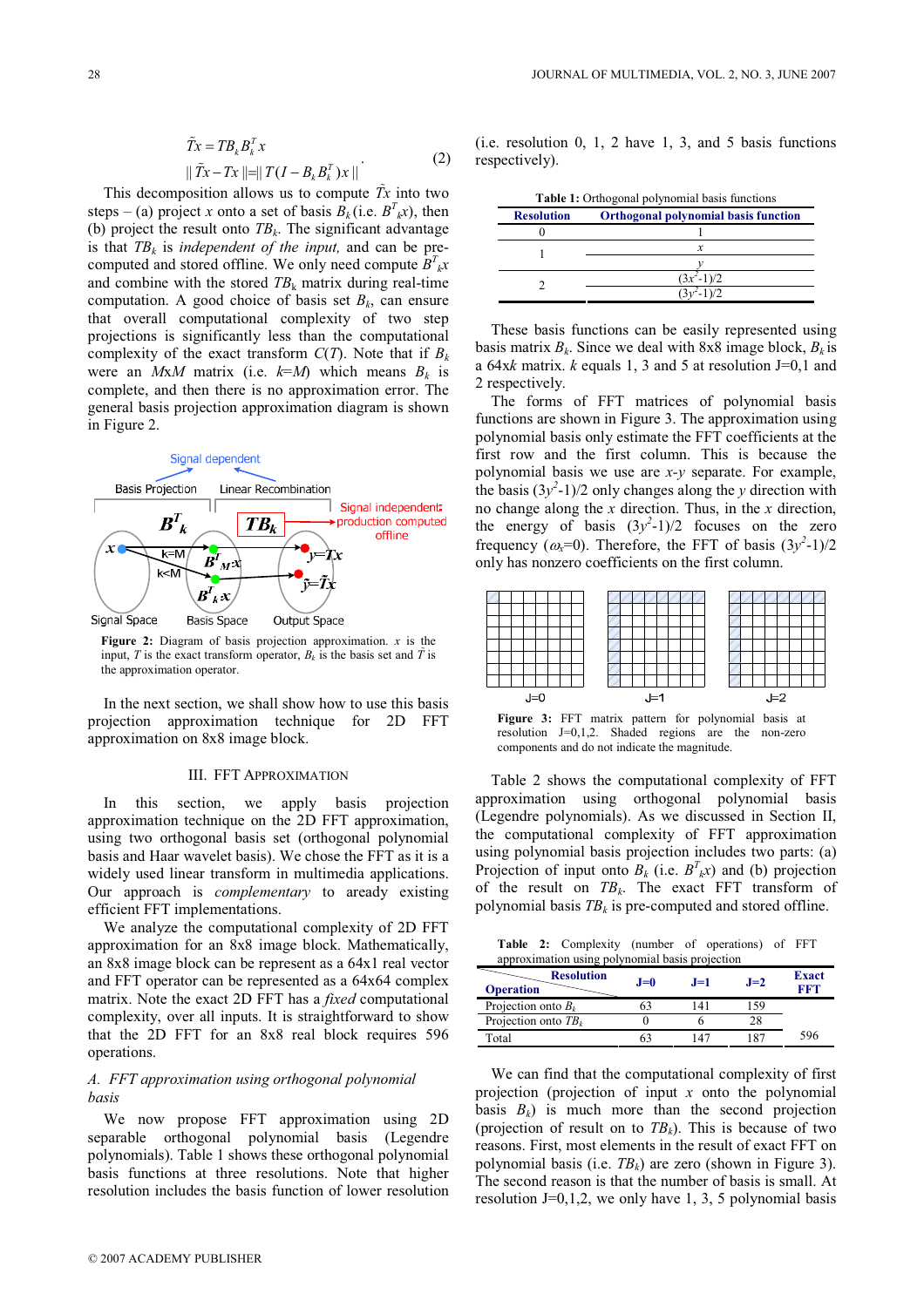$$\tilde{T}x = TB_k B_k^T x$$
$$\| \tilde{T}x - Tx \| = \| T(I - B_k B_k^T)x \| \tag{2}$$

This decomposition allows us to compute $\tilde{T}x$ into two steps – (a) project $x$ onto a set of basis $B_k$ (i.e. $B^T{}_k x$), then (b) project the result onto $TB_k$. The significant advantage is that $TB_k$ is *independent of the input,* and can be pre-computed and stored offline. We only need compute $B^T{}_k x$ and combine with the stored $TB_k$ matrix during real-time computation. A good choice of basis set $B_k$, can ensure that overall computational complexity of two step projections is significantly less than the computational complexity of the exact transform $C(T)$. Note that if $B_k$ were an $M$x$M$ matrix (i.e. $k$=$M$) which means $B_k$ is complete, and then there is no approximation error. The general basis projection approximation diagram is shown in Figure 2.

**Figure 2:** Diagram of basis projection approximation. $x$ is the input, $T$ is the exact transform operator, $B_k$ is the basis set and $\tilde{T}$ is the approximation operator.

In the next section, we shall show how to use this basis projection approximation technique for 2D FFT approximation on 8x8 image block.

## III. FFT Approximation

In this section, we apply basis projection approximation technique on the 2D FFT approximation, using two orthogonal basis set (orthogonal polynomial basis and Haar wavelet basis). We chose the FFT as it is a widely used linear transform in multimedia applications. Our approach is *complementary* to aready existing efficient FFT implementations.

We analyze the computational complexity of 2D FFT approximation for an 8x8 image block. Mathematically, an 8x8 image block can be represent as a 64x1 real vector and FFT operator can be represented as a 64x64 complex matrix. Note the exact 2D FFT has a *fixed* computational complexity, over all inputs. It is straightforward to show that the 2D FFT for an 8x8 real block requires 596 operations.

### *A. FFT approximation using orthogonal polynomial basis*

We now propose FFT approximation using 2D separable orthogonal polynomial basis (Legendre polynomials). Table 1 shows these orthogonal polynomial basis functions at three resolutions. Note that higher resolution includes the basis function of lower resolution (i.e. resolution 0, 1, 2 have 1, 3, and 5 basis functions respectively).

**Table 1:** Orthogonal polynomial basis functions

| Resolution | Orthogonal polynomial basis function |
|---|---|
| 0 | 1 |
| 1 | $x$ |
| | $y$ |
| 2 | $(3x^2-1)/2$ |
| | $(3y^2-1)/2$ |

These basis functions can be easily represented using basis matrix $B_k$. Since we deal with 8x8 image block, $B_k$ is a 64x$k$ matrix. $k$ equals 1, 3 and 5 at resolution J=0,1 and 2 respectively.

The forms of FFT matrices of polynomial basis functions are shown in Figure 3. The approximation using polynomial basis only estimate the FFT coefficients at the first row and the first column. This is because the polynomial basis we use are $x$-$y$ separate. For example, the basis $(3y^2-1)/2$ only changes along the $y$ direction with no change along the $x$ direction. Thus, in the $x$ direction, the energy of basis $(3y^2-1)/2$ focuses on the zero frequency ($\omega_x$=0). Therefore, the FFT of basis $(3y^2-1)/2$ only has nonzero coefficients on the first column.

**Figure 3:** FFT matrix pattern for polynomial basis at resolution J=0,1,2. Shaded regions are the non-zero components and do not indicate the magnitude.

Table 2 shows the computational complexity of FFT approximation using orthogonal polynomial basis (Legendre polynomials). As we discussed in Section II, the computational complexity of FFT approximation using polynomial basis projection includes two parts: (a) Projection of input onto $B_k$ (i.e. $B^T{}_k x$) and (b) projection of the result on $TB_k$. The exact FFT transform of polynomial basis $TB_k$ is pre-computed and stored offline.

**Table 2:** Complexity (number of operations) of FFT approximation using polynomial basis projection

| Operation \ Resolution | J=0 | J=1 | J=2 | Exact FFT |
|---|---|---|---|---|
| Projection onto $B_k$ | 63 | 141 | 159 | |
| Projection onto $TB_k$ | 0 | 6 | 28 | |
| Total | 63 | 147 | 187 | 596 |

We can find that the computational complexity of first projection (projection of input $x$ onto the polynomial basis $B_k$) is much more than the second projection (projection of result on to $TB_k$). This is because of two reasons. First, most elements in the result of exact FFT on polynomial basis (i.e. $TB_k$) are zero (shown in Figure 3). The second reason is that the number of basis is small. At resolution J=0,1,2, we only have 1, 3, 5 polynomial basis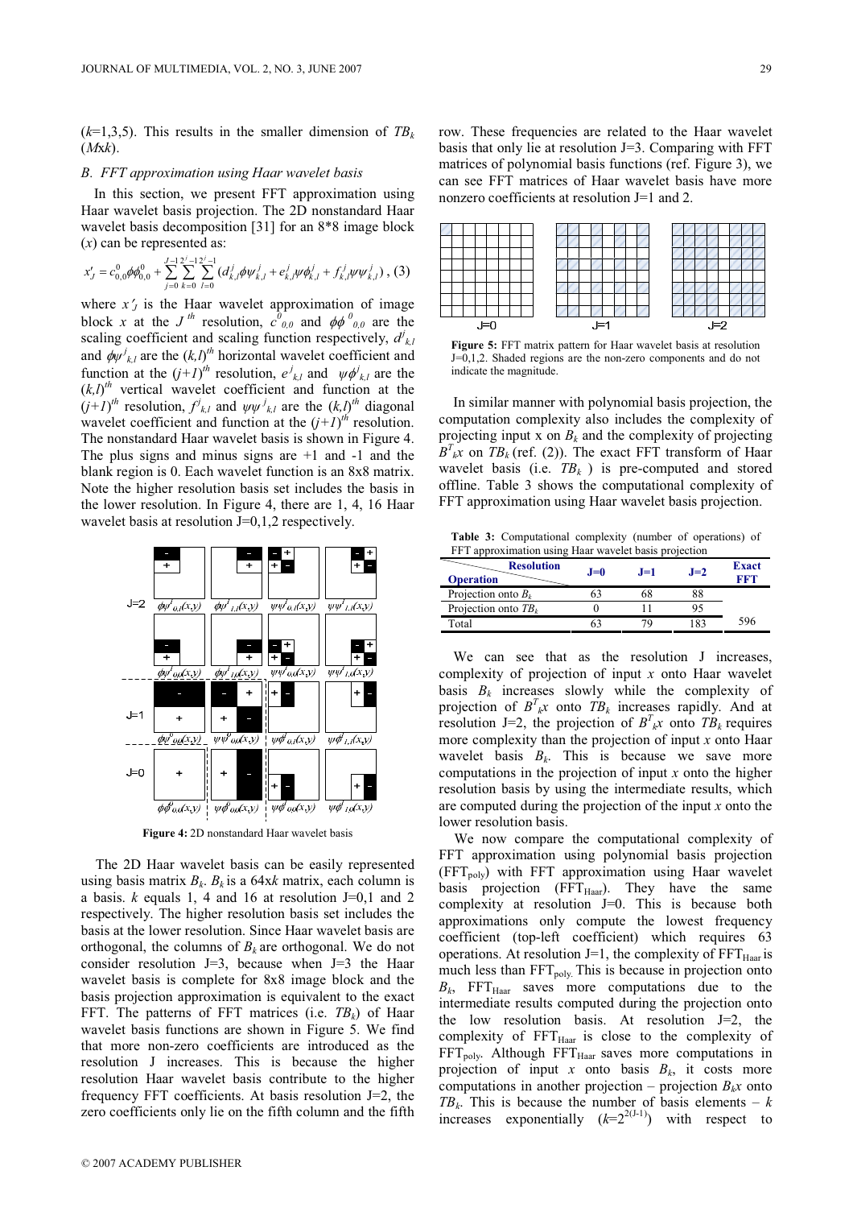($k$=1,3,5). This results in the smaller dimension of $TB_k$ ($M$x$k$).

### B. FFT approximation using Haar wavelet basis

In this section, we present FFT approximation using Haar wavelet basis projection. The 2D nonstandard Haar wavelet basis decomposition [31] for an 8*8 image block ($x$) can be represented as:

$$x'_J = c^0_{0,0}\phi\phi^0_{0,0} + \sum_{j=0}^{J-1}\sum_{k=0}^{2^j-1}\sum_{l=0}^{2^j-1}(d^j_{k,l}\phi\psi^j_{k,l} + e^j_{k,l}\psi\phi^j_{k,l} + f^j_{k,l}\psi\psi^j_{k,l}) \quad (3)$$

where $x'_J$ is the Haar wavelet approximation of image block $x$ at the $J^{th}$ resolution, $c^0_{0,0}$ and $\phi\phi^0_{0,0}$ are the scaling coefficient and scaling function respectively, $d^j_{k,l}$ and $\phi\psi^j_{k,l}$ are the $(k,l)^{th}$ horizontal wavelet coefficient and function at the $(j+1)^{th}$ resolution, $e^j_{k,l}$ and $\psi\phi^j_{k,l}$ are the $(k,l)^{th}$ vertical wavelet coefficient and function at the $(j+1)^{th}$ resolution, $f^j_{k,l}$ and $\psi\psi^j_{k,l}$ are the $(k,l)^{th}$ diagonal wavelet coefficient and function at the $(j+1)^{th}$ resolution. The nonstandard Haar wavelet basis is shown in Figure 4. The plus signs and minus signs are +1 and -1 and the blank region is 0. Each wavelet function is an 8x8 matrix. Note the higher resolution basis set includes the basis in the lower resolution. In Figure 4, there are 1, 4, 16 Haar wavelet basis at resolution J=0,1,2 respectively.

**Figure 4:** 2D nonstandard Haar wavelet basis

The 2D Haar wavelet basis can be easily represented using basis matrix $B_k$. $B_k$ is a 64x$k$ matrix, each column is a basis. $k$ equals 1, 4 and 16 at resolution J=0,1 and 2 respectively. The higher resolution basis set includes the basis at the lower resolution. Since Haar wavelet basis are orthogonal, the columns of $B_k$ are orthogonal. We do not consider resolution J=3, because when J=3 the Haar wavelet basis is complete for 8x8 image block and the basis projection approximation is equivalent to the exact FFT. The patterns of FFT matrices (i.e. $TB_k$) of Haar wavelet basis functions are shown in Figure 5. We find that more non-zero coefficients are introduced as the resolution J increases. This is because the higher resolution Haar wavelet basis contribute to the higher frequency FFT coefficients. At basis resolution J=2, the zero coefficients only lie on the fifth column and the fifth row. These frequencies are related to the Haar wavelet basis that only lie at resolution J=3. Comparing with FFT matrices of polynomial basis functions (ref. Figure 3), we can see FFT matrices of Haar wavelet basis have more nonzero coefficients at resolution J=1 and 2.

**Figure 5:** FFT matrix pattern for Haar wavelet basis at resolution J=0,1,2. Shaded regions are the non-zero components and do not indicate the magnitude.

In similar manner with polynomial basis projection, the computation complexity also includes the complexity of projecting input x on $B_k$ and the complexity of projecting $B^T_k x$ on $TB_k$ (ref. (2)). The exact FFT transform of Haar wavelet basis (i.e. $TB_k$ ) is pre-computed and stored offline. Table 3 shows the computational complexity of FFT approximation using Haar wavelet basis projection.

**Table 3:** Computational complexity (number of operations) of FFT approximation using Haar wavelet basis projection

| Operation \ Resolution | J=0 | J=1 | J=2 | Exact FFT |
|---|---|---|---|---|
| Projection onto $B_k$ | 63 | 68 | 88 | |
| Projection onto $TB_k$ | 0 | 11 | 95 | |
| Total | 63 | 79 | 183 | 596 |

We can see that as the resolution J increases, complexity of projection of input $x$ onto Haar wavelet basis $B_k$ increases slowly while the complexity of projection of $B^T_k x$ onto $TB_k$ increases rapidly. And at resolution J=2, the projection of $B^T_k x$ onto $TB_k$ requires more complexity than the projection of input $x$ onto Haar wavelet basis $B_k$. This is because we save more computations in the projection of input $x$ onto the higher resolution basis by using the intermediate results, which are computed during the projection of the input $x$ onto the lower resolution basis.

We now compare the computational complexity of FFT approximation using polynomial basis projection ($FFT_{poly}$) with FFT approximation using Haar wavelet basis projection ($FFT_{Haar}$). They have the same complexity at resolution J=0. This is because both approximations only compute the lowest frequency coefficient (top-left coefficient) which requires 63 operations. At resolution J=1, the complexity of $FFT_{Haar}$ is much less than $FFT_{poly}$. This is because in projection onto $B_k$, $FFT_{Haar}$ saves more computations due to the intermediate results computed during the projection onto the low resolution basis. At resolution J=2, the complexity of $FFT_{Haar}$ is close to the complexity of $FFT_{poly}$. Although $FFT_{Haar}$ saves more computations in projection of input $x$ onto basis $B_k$, it costs more computations in another projection – projection $B_k x$ onto $TB_k$. This is because the number of basis elements – $k$ increases exponentially ($k$=$2^{2(J-1)}$) with respect to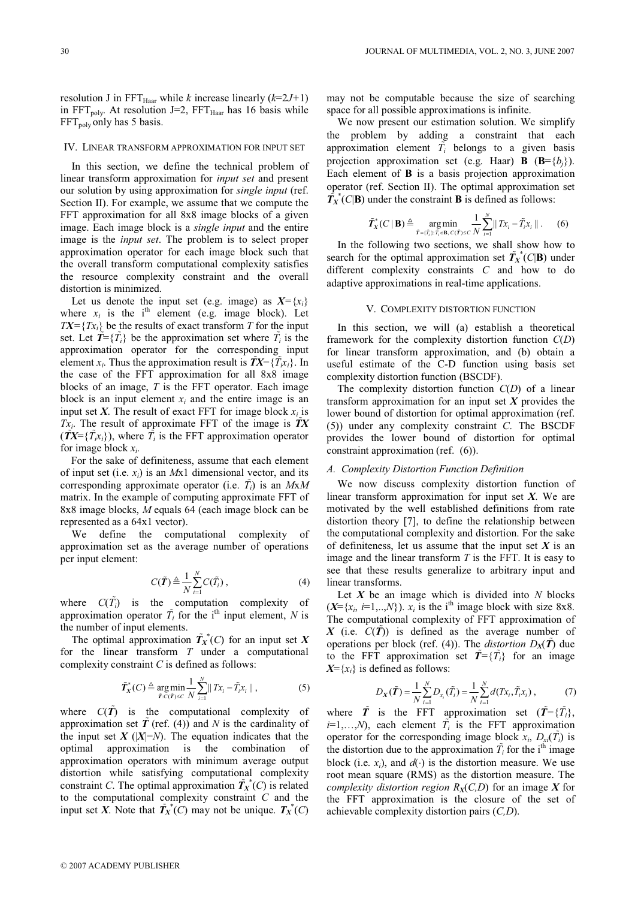resolution J in $\text{FFT}_{\text{Haar}}$ while $k$ increase linearly ($k$=2$J$+1) in $\text{FFT}_{\text{poly}}$. At resolution J=2, $\text{FFT}_{\text{Haar}}$ has 16 basis while $\text{FFT}_{\text{poly}}$ only has 5 basis.

## IV. Linear Transform Approximation for Input Set

In this section, we define the technical problem of linear transform approximation for *input set* and present our solution by using approximation for *single input* (ref. Section II). For example, we assume that we compute the FFT approximation for all 8x8 image blocks of a given image. Each image block is a *single input* and the entire image is the *input set*. The problem is to select proper approximation operator for each image block such that the overall transform computational complexity satisfies the resource complexity constraint and the overall distortion is minimized.

Let us denote the input set (e.g. image) as $\boldsymbol{X}=\{x_i\}$ where $x_i$ is the i[th] element (e.g. image block). Let $T\boldsymbol{X}=\{Tx_i\}$ be the results of exact transform $T$ for the input set. Let $\tilde{\boldsymbol{T}}=\{\tilde{T}_i\}$ be the approximation set where $\tilde{T}_i$ is the approximation operator for the corresponding input element $x_i$. Thus the approximation result is $\tilde{\boldsymbol{T}}\boldsymbol{X}=\{\tilde{T}_i x_i\}$. In the case of the FFT approximation for all 8x8 image blocks of an image, $T$ is the FFT operator. Each image block is an input element $x_i$ and the entire image is an input set $\boldsymbol{X}$. The result of exact FFT for image block $x_i$ is $Tx_i$. The result of approximate FFT of the image is $\tilde{\boldsymbol{T}}\boldsymbol{X}$ ($\tilde{\boldsymbol{T}}\boldsymbol{X}=\{\tilde{T}_i x_i\}$), where $\tilde{T}_i$ is the FFT approximation operator for image block $x_i$.

For the sake of definiteness, assume that each element of input set (i.e. $x_i$) is an $M$x1 dimensional vector, and its corresponding approximate operator (i.e. $\tilde{T}_i$) is an $M$x$M$ matrix. In the example of computing approximate FFT of 8x8 image blocks, $M$ equals 64 (each image block can be represented as a 64x1 vector).

We define the computational complexity of approximation set as the average number of operations per input element:

$$C(\tilde{\boldsymbol{T}}) \triangleq \frac{1}{N}\sum_{i=1}^{N} C(\tilde{T}_i), \tag{4}$$

where $C(\tilde{T}_i)$ is the computation complexity of approximation operator $\tilde{T}_i$ for the i[th] input element, $N$ is the number of input elements.

The optimal approximation $\tilde{\boldsymbol{T}}_{\boldsymbol{X}}^{*}(C)$ for an input set $\boldsymbol{X}$ for the linear transform $T$ under a computational complexity constraint $C$ is defined as follows:

$$\tilde{\boldsymbol{T}}_{\boldsymbol{X}}^{*}(C) \triangleq \underset{\tilde{\boldsymbol{T}}:C(\tilde{\boldsymbol{T}})\le C}{\arg\min} \frac{1}{N}\sum_{i=1}^{N} \| Tx_i - \tilde{T}_i x_i \|, \tag{5}$$

where $C(\tilde{\boldsymbol{T}})$ is the computational complexity of approximation set $\tilde{\boldsymbol{T}}$ (ref. (4)) and $N$ is the cardinality of the input set $\boldsymbol{X}$ ($|\boldsymbol{X}|=N$). The equation indicates that the optimal approximation is the combination of approximation operators with minimum average output distortion while satisfying computational complexity constraint $C$. The optimal approximation $\tilde{\boldsymbol{T}}_{\boldsymbol{X}}^{*}(C)$ is related to the computational complexity constraint $C$ and the input set $\boldsymbol{X}$. Note that $\tilde{\boldsymbol{T}}_{\boldsymbol{X}}^{*}(C)$ may not be unique. $\boldsymbol{T}_{\boldsymbol{X}}^{*}(C)$ may not be computable because the size of searching space for all possible approximations is infinite.

We now present our estimation solution. We simplify the problem by adding a constraint that each approximation element $\tilde{T}_i$ belongs to a given basis projection approximation set (e.g. Haar) $\mathbf{B}$ ($\mathbf{B}=\{b_j\}$). Each element of $\mathbf{B}$ is a basis projection approximation operator (ref. Section II). The optimal approximation set $\tilde{\boldsymbol{T}}_{\boldsymbol{X}}^{*}(C|\mathbf{B})$ under the constraint $\mathbf{B}$ is defined as follows:

$$\tilde{\boldsymbol{T}}_{\boldsymbol{X}}^{*}(C \mid \mathbf{B}) \triangleq \underset{\tilde{\boldsymbol{T}}=\{\tilde{T}_i\}:\tilde{T}_i\in\mathbf{B},\, C(\tilde{\boldsymbol{T}})\le C}{\arg\min} \frac{1}{N}\sum_{i=1}^{N} \| Tx_i - \tilde{T}_i x_i \|. \tag{6}$$

In the following two sections, we shall show how to search for the optimal approximation set $\tilde{\boldsymbol{T}}_{\boldsymbol{X}}^{*}(C|\mathbf{B})$ under different complexity constraints $C$ and how to do adaptive approximations in real-time applications.

## V. Complexity Distortion Function

In this section, we will (a) establish a theoretical framework for the complexity distortion function $C(D)$ for linear transform approximation, and (b) obtain a useful estimate of the C-D function using basis set complexity distortion function (BSCDF).

The complexity distortion function $C(D)$ of a linear transform approximation for an input set $\boldsymbol{X}$ provides the lower bound of distortion for optimal approximation (ref. (5)) under any complexity constraint $C$. The BSCDF provides the lower bound of distortion for optimal constraint approximation (ref. (6)).

### A. Complexity Distortion Function Definition

We now discuss complexity distortion function of linear transform approximation for input set $\boldsymbol{X}$. We are motivated by the well established definitions from rate distortion theory [7], to define the relationship between the computational complexity and distortion. For the sake of definiteness, let us assume that the input set $\boldsymbol{X}$ is an image and the linear transform $T$ is the FFT. It is easy to see that these results generalize to arbitrary input and linear transforms.

Let $\boldsymbol{X}$ be an image which is divided into $N$ blocks ($\boldsymbol{X}=\{x_i, i=1,..,N\}$). $x_i$ is the i[th] image block with size 8x8. The computational complexity of FFT approximation of $\boldsymbol{X}$ (i.e. $C(\tilde{\boldsymbol{T}})$) is defined as the average number of operations per block (ref. (4)). The *distortion* $D_{\boldsymbol{X}}(\tilde{\boldsymbol{T}})$ due to the FFT approximation set $\tilde{\boldsymbol{T}}=\{\tilde{T}_i\}$ for an image $\boldsymbol{X}=\{x_i\}$ is defined as follows:

$$D_{\boldsymbol{X}}(\tilde{\boldsymbol{T}}) = \frac{1}{N}\sum_{i=1}^{N} D_{x_i}(\tilde{T}_i) = \frac{1}{N}\sum_{i=1}^{N} d(Tx_i, \tilde{T}_i x_i), \tag{7}$$

where $\tilde{\boldsymbol{T}}$ is the FFT approximation set ($\tilde{\boldsymbol{T}}=\{\tilde{T}_i\}$, $i=1,\ldots,N$), each element $\tilde{T}_i$ is the FFT approximation operator for the corresponding image block $x_i$, $D_{x_i}(\tilde{T}_i)$ is the distortion due to the approximation $\tilde{T}_i$ for the i[th] image block (i.e. $x_i$), and $d(\cdot)$ is the distortion measure. We use root mean square (RMS) as the distortion measure. The *complexity distortion region* $R_{\boldsymbol{X}}(C,D)$ for an image $\boldsymbol{X}$ for the FFT approximation is the closure of the set of achievable complexity distortion pairs ($C$,$D$).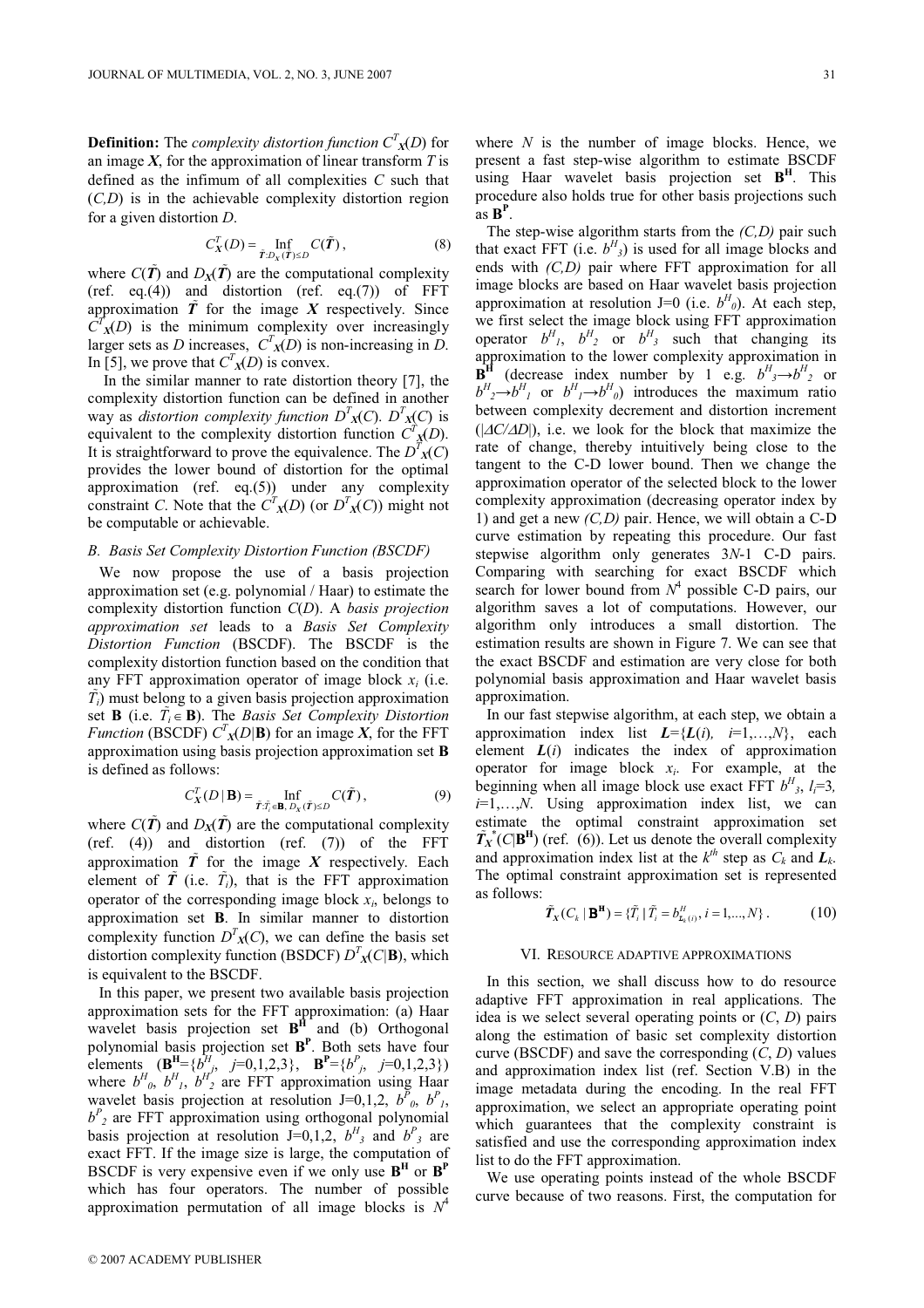**Definition:** The *complexity distortion function* $C^T_X(D)$ for an image $\boldsymbol{X}$, for the approximation of linear transform $T$ is defined as the infimum of all complexities $C$ such that $(C,D)$ is in the achievable complexity distortion region for a given distortion $D$.

$$C^T_{\boldsymbol{X}}(D) = \operatorname*{Inf}_{\tilde{\boldsymbol{T}}:D_{\boldsymbol{X}}(\tilde{\boldsymbol{T}}) \le D} C(\tilde{\boldsymbol{T}}), \tag{8}$$

where $C(\tilde{\boldsymbol{T}})$ and $D_{\boldsymbol{X}}(\tilde{\boldsymbol{T}})$ are the computational complexity (ref. eq.(4)) and distortion (ref. eq.(7)) of FFT approximation $\tilde{\boldsymbol{T}}$ for the image $\boldsymbol{X}$ respectively. Since $C^T_{\boldsymbol{X}}(D)$ is the minimum complexity over increasingly larger sets as $D$ increases, $C^T_{\boldsymbol{X}}(D)$ is non-increasing in $D$. In [5], we prove that $C^T_{\boldsymbol{X}}(D)$ is convex.

In the similar manner to rate distortion theory [7], the complexity distortion function can be defined in another way as *distortion complexity function* $D^T_{\boldsymbol{X}}(C)$. $D^T_{\boldsymbol{X}}(C)$ is equivalent to the complexity distortion function $C^T_{\boldsymbol{X}}(D)$. It is straightforward to prove the equivalence. The $D^T_{\boldsymbol{X}}(C)$ provides the lower bound of distortion for the optimal approximation (ref. eq.(5)) under any complexity constraint $C$. Note that the $C^T_{\boldsymbol{X}}(D)$ (or $D^T_{\boldsymbol{X}}(C)$) might not be computable or achievable.

### B. Basis Set Complexity Distortion Function (BSCDF)

We now propose the use of a basis projection approximation set (e.g. polynomial / Haar) to estimate the complexity distortion function $C(D)$. A *basis projection approximation set* leads to a *Basis Set Complexity Distortion Function* (BSCDF). The BSCDF is the complexity distortion function based on the condition that any FFT approximation operator of image block $x_i$ (i.e. $\tilde{T}_i$) must belong to a given basis projection approximation set $\mathbf{B}$ (i.e. $\tilde{T}_i \in \mathbf{B}$). The *Basis Set Complexity Distortion Function* (BSCDF) $C^T_{\boldsymbol{X}}(D|\mathbf{B})$ for an image $\boldsymbol{X}$, for the FFT approximation using basis projection approximation set $\mathbf{B}$ is defined as follows:

$$C^T_{\boldsymbol{X}}(D \mid \mathbf{B}) = \operatorname*{Inf}_{\tilde{\boldsymbol{T}}:\tilde{T}_i \in \mathbf{B},\, D_{\boldsymbol{X}}(\tilde{\boldsymbol{T}}) \le D} C(\tilde{\boldsymbol{T}}), \tag{9}$$

where $C(\tilde{\boldsymbol{T}})$ and $D_{\boldsymbol{X}}(\tilde{\boldsymbol{T}})$ are the computational complexity (ref. (4)) and distortion (ref. (7)) of the FFT approximation $\tilde{\boldsymbol{T}}$ for the image $\boldsymbol{X}$ respectively. Each element of $\tilde{\boldsymbol{T}}$ (i.e. $\tilde{T}_i$), that is the FFT approximation operator of the corresponding image block $x_i$, belongs to approximation set $\mathbf{B}$. In similar manner to distortion complexity function $D^T_{\boldsymbol{X}}(C)$, we can define the basis set distortion complexity function (BSDCF) $D^T_{\boldsymbol{X}}(C|\mathbf{B})$, which is equivalent to the BSCDF.

In this paper, we present two available basis projection approximation sets for the FFT approximation: (a) Haar wavelet basis projection set $\mathbf{B^H}$ and (b) Orthogonal polynomial basis projection set $\mathbf{B^P}$. Both sets have four elements ($\mathbf{B^H}=\{b^H_j,\ j=0,1,2,3\}$, $\mathbf{B^P}=\{b^P_j,\ j=0,1,2,3\}$) where $b^H_0$, $b^H_1$, $b^H_2$ are FFT approximation using Haar wavelet basis projection at resolution J=0,1,2, $b^P_0$, $b^P_1$, $b^P_2$ are FFT approximation using orthogonal polynomial basis projection at resolution J=0,1,2, $b^H_3$ and $b^P_3$ are exact FFT. If the image size is large, the computation of BSCDF is very expensive even if we only use $\mathbf{B^H}$ or $\mathbf{B^P}$ which has four operators. The number of possible approximation permutation of all image blocks is $N^4$ where $N$ is the number of image blocks. Hence, we present a fast step-wise algorithm to estimate BSCDF using Haar wavelet basis projection set $\mathbf{B^H}$. This procedure also holds true for other basis projections such as $\mathbf{B^P}$.

The step-wise algorithm starts from the *(C,D)* pair such that exact FFT (i.e. $b^H_3$) is used for all image blocks and ends with *(C,D)* pair where FFT approximation for all image blocks are based on Haar wavelet basis projection approximation at resolution J=0 (i.e. $b^H_0$). At each step, we first select the image block using FFT approximation operator $b^H_1$, $b^H_2$ or $b^H_3$ such that changing its approximation to the lower complexity approximation in $\mathbf{B^H}$ (decrease index number by 1 e.g. $b^H_3 \rightarrow b^H_2$ or $b^H_2 \rightarrow b^H_1$ or $b^H_1 \rightarrow b^H_0$) introduces the maximum ratio between complexity decrement and distortion increment ($|\Delta C/\Delta D|$), i.e. we look for the block that maximize the rate of change, thereby intuitively being close to the tangent to the C-D lower bound. Then we change the approximation operator of the selected block to the lower complexity approximation (decreasing operator index by 1) and get a new *(C,D)* pair. Hence, we will obtain a C-D curve estimation by repeating this procedure. Our fast stepwise algorithm only generates 3*N*-1 C-D pairs. Comparing with searching for exact BSCDF which search for lower bound from $N^4$ possible C-D pairs, our algorithm saves a lot of computations. However, our algorithm only introduces a small distortion. The estimation results are shown in Figure 7. We can see that the exact BSCDF and estimation are very close for both polynomial basis approximation and Haar wavelet basis approximation.

In our fast stepwise algorithm, at each step, we obtain a approximation index list $\boldsymbol{L}=\{\boldsymbol{L}(i),\ i=1,\ldots,N\}$, each element $\boldsymbol{L}(i)$ indicates the index of approximation operator for image block $x_i$. For example, at the beginning when all image block use exact FFT $b^H_3$, $l_i=3$, $i=1,\ldots,N$. Using approximation index list, we can estimate the optimal constraint approximation set $\tilde{\boldsymbol{T}}^*_{\boldsymbol{X}}(C|\mathbf{B^H})$ (ref. (6)). Let us denote the overall complexity and approximation index list at the $k^{th}$ step as $C_k$ and $\boldsymbol{L}_k$. The optimal constraint approximation set is represented as follows:

$$\tilde{\boldsymbol{T}}_{\boldsymbol{X}}(C_k \mid \mathbf{B^H}) = \{\tilde{T}_i \mid \tilde{T}_i = b^H_{\boldsymbol{L}_k(i)},\ i=1,\ldots,N\}\,. \tag{10}$$

## VI. Resource Adaptive Approximations

In this section, we shall discuss how to do resource adaptive FFT approximation in real applications. The idea is we select several operating points or $(C, D)$ pairs along the estimation of basic set complexity distortion curve (BSCDF) and save the corresponding $(C, D)$ values and approximation index list (ref. Section V.B) in the image metadata during the encoding. In the real FFT approximation, we select an appropriate operating point which guarantees that the complexity constraint is satisfied and use the corresponding approximation index list to do the FFT approximation.

We use operating points instead of the whole BSCDF curve because of two reasons. First, the computation for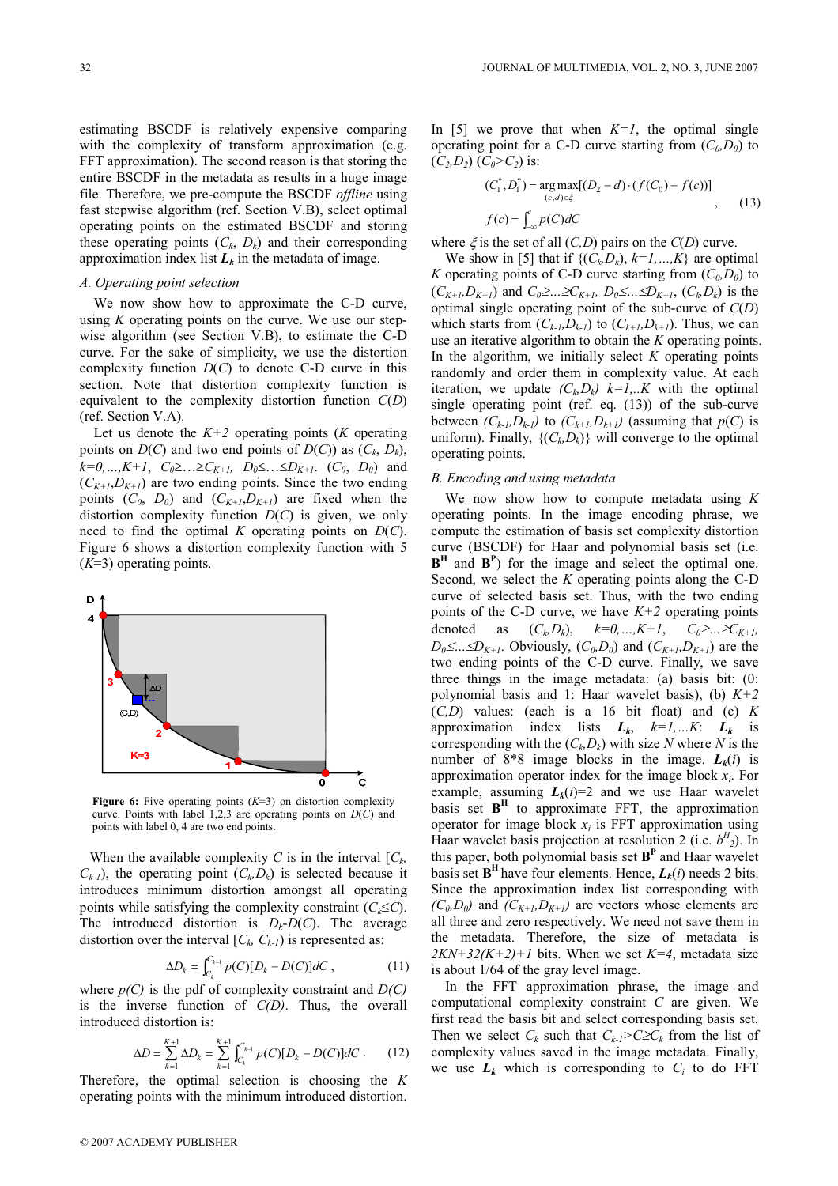estimating BSCDF is relatively expensive comparing with the complexity of transform approximation (e.g. FFT approximation). The second reason is that storing the entire BSCDF in the metadata as results in a huge image file. Therefore, we pre-compute the BSCDF *offline* using fast stepwise algorithm (ref. Section V.B), select optimal operating points on the estimated BSCDF and storing these operating points ($C_k$, $D_k$) and their corresponding approximation index list $\boldsymbol{L_k}$ in the metadata of image.

### A. Operating point selection

We now show how to approximate the C-D curve, using $K$ operating points on the curve. We use our stepwise algorithm (see Section V.B), to estimate the C-D curve. For the sake of simplicity, we use the distortion complexity function $D(C)$ to denote C-D curve in this section. Note that distortion complexity function is equivalent to the complexity distortion function $C(D)$ (ref. Section V.A).

Let us denote the $K+2$ operating points ($K$ operating points on $D(C)$ and two end points of $D(C)$) as ($C_k$, $D_k$), $k=0,\ldots,K+1$, $C_0 \geq \ldots \geq C_{K+1}$, $D_0 \leq \ldots \leq D_{K+1}$. ($C_0$, $D_0$) and ($C_{K+1}$,$D_{K+1}$) are two ending points. Since the two ending points ($C_0$, $D_0$) and ($C_{K+1}$,$D_{K+1}$) are fixed when the distortion complexity function $D(C)$ is given, we only need to find the optimal $K$ operating points on $D(C)$. Figure 6 shows a distortion complexity function with 5 ($K$=3) operating points.

**Figure 6:** Five operating points ($K$=3) on distortion complexity curve. Points with label 1,2,3 are operating points on $D(C)$ and points with label 0, 4 are two end points.

When the available complexity $C$ is in the interval [$C_k$, $C_{k-1}$), the operating point ($C_k$,$D_k$) is selected because it introduces minimum distortion amongst all operating points while satisfying the complexity constraint ($C_k \leq C$). The introduced distortion is $D_k$-$D(C)$. The average distortion over the interval [$C_k$, $C_{k-1}$) is represented as:

$$\Delta D_k = \int_{C_k}^{C_{k-1}} p(C)[D_k - D(C)]dC \,, \tag{11}$$

where $p(C)$ is the pdf of complexity constraint and $D(C)$ is the inverse function of $C(D)$. Thus, the overall introduced distortion is:

$$\Delta D = \sum_{k=1}^{K+1} \Delta D_k = \sum_{k=1}^{K+1} \int_{C_k}^{C_{k-1}} p(C)[D_k - D(C)]dC \,. \tag{12}$$

Therefore, the optimal selection is choosing the $K$ operating points with the minimum introduced distortion.

In [5] we prove that when $K=1$, the optimal single operating point for a C-D curve starting from ($C_0$,$D_0$) to ($C_2$,$D_2$) ($C_0$>$C_2$) is:

$$(C_1^*, D_1^*) = \underset{(c,d)\in\xi}{\arg\max}[(D_2 - d)\cdot(f(C_0) - f(c))] \,, \qquad f(c) = \int_{-\infty}^{c} p(C)dC \tag{13}$$

where $\xi$ is the set of all ($C$,$D$) pairs on the $C(D)$ curve.

We show in [5] that if {($C_k$,$D_k$), $k=1,\ldots,K$} are optimal $K$ operating points of C-D curve starting from ($C_0$,$D_0$) to ($C_{K+1}$,$D_{K+1}$) and $C_0 \geq \ldots \geq C_{K+1}$, $D_0 \leq \ldots \leq D_{K+1}$, ($C_k$,$D_k$) is the optimal single operating point of the sub-curve of $C(D)$ which starts from ($C_{k-1}$,$D_{k-1}$) to ($C_{k+1}$,$D_{k+1}$). Thus, we can use an iterative algorithm to obtain the $K$ operating points. In the algorithm, we initially select $K$ operating points randomly and order them in complexity value. At each iteration, we update ($C_k$,$D_k$) $k=1,..K$ with the optimal single operating point (ref. eq. (13)) of the sub-curve between ($C_{k-1}$,$D_{k-1}$) to ($C_{k+1}$,$D_{k+1}$) (assuming that $p(C)$ is uniform). Finally, {($C_k$,$D_k$)} will converge to the optimal operating points.

### B. Encoding and using metadata

We now show how to compute metadata using $K$ operating points. In the image encoding phrase, we compute the estimation of basis set complexity distortion curve (BSCDF) for Haar and polynomial basis set (i.e. $\mathbf{B^H}$ and $\mathbf{B^P}$) for the image and select the optimal one. Second, we select the $K$ operating points along the C-D curve of selected basis set. Thus, with the two ending points of the C-D curve, we have $K+2$ operating points denoted as ($C_k$,$D_k$), $k=0,\ldots,K+1$, $C_0 \geq \ldots \geq C_{K+1}$, $D_0 \leq \ldots \leq D_{K+1}$. Obviously, ($C_0$,$D_0$) and ($C_{K+1}$,$D_{K+1}$) are the two ending points of the C-D curve. Finally, we save three things in the image metadata: (a) basis bit: (0: polynomial basis and 1: Haar wavelet basis), (b) $K+2$ ($C$,$D$) values: (each is a 16 bit float) and (c) $K$ approximation index lists $\boldsymbol{L_k}$, $k=1,\ldots K$: $\boldsymbol{L_k}$ is corresponding with the ($C_k$,$D_k$) with size $N$ where $N$ is the number of 8*8 image blocks in the image. $\boldsymbol{L_k}(i)$ is approximation operator index for the image block $x_i$. For example, assuming $\boldsymbol{L_k}(i)$=2 and we use Haar wavelet basis set $\mathbf{B^H}$ to approximate FFT, the approximation operator for image block $x_i$ is FFT approximation using Haar wavelet basis projection at resolution 2 (i.e. $b^H_2$). In this paper, both polynomial basis set $\mathbf{B^P}$ and Haar wavelet basis set $\mathbf{B^H}$ have four elements. Hence, $\boldsymbol{L_k}(i)$ needs 2 bits. Since the approximation index list corresponding with ($C_0$,$D_0$) and ($C_{K+1}$,$D_{K+1}$) are vectors whose elements are all three and zero respectively. We need not save them in the metadata. Therefore, the size of metadata is $2KN+32(K+2)+1$ bits. When we set $K=4$, metadata size is about 1/64 of the gray level image.

In the FFT approximation phrase, the image and computational complexity constraint $C$ are given. We first read the basis bit and select corresponding basis set. Then we select $C_k$ such that $C_{k-1}$>$C \geq C_k$ from the list of complexity values saved in the image metadata. Finally, we use $\boldsymbol{L_k}$ which is corresponding to $C_i$ to do FFT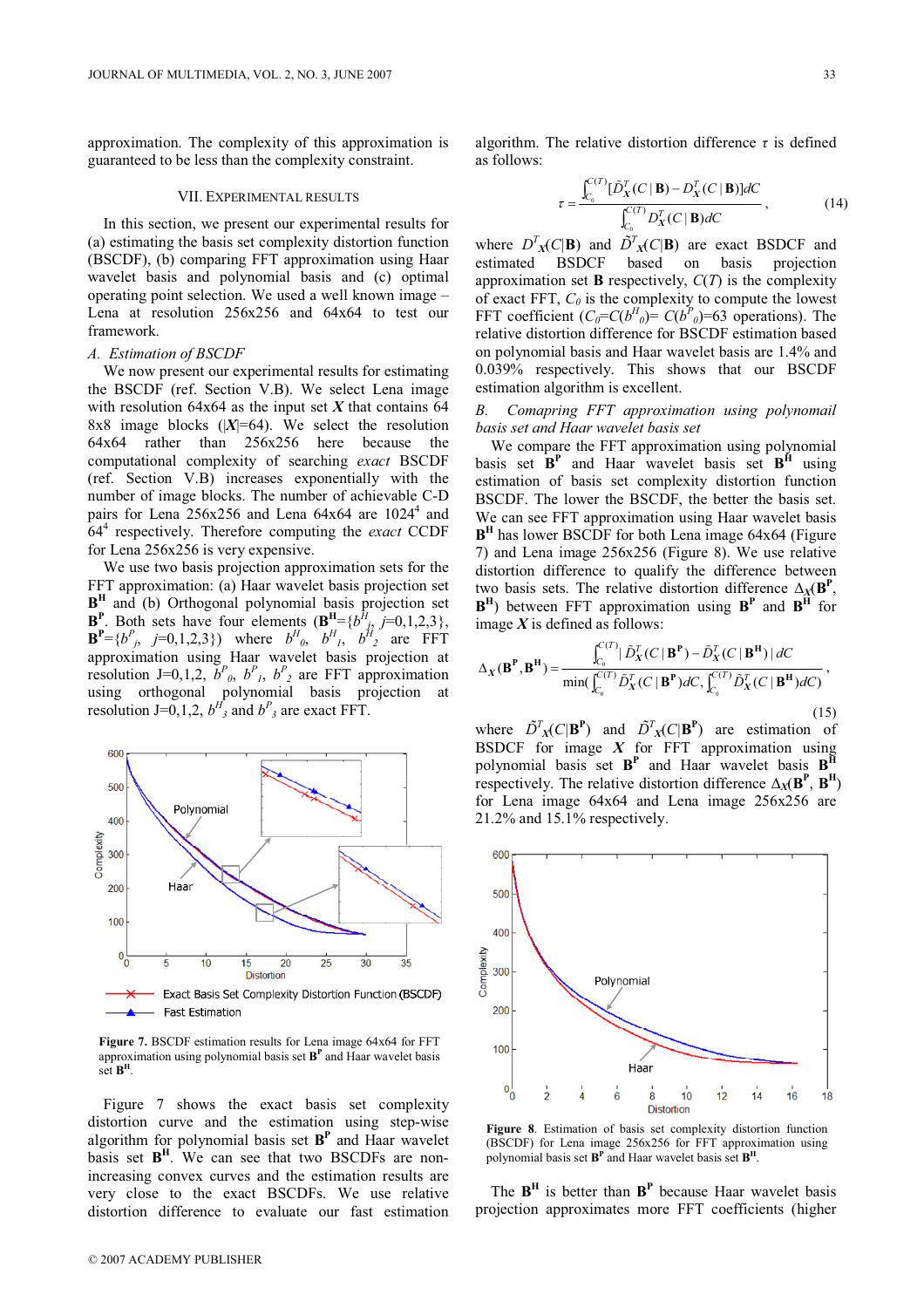approximation. The complexity of this approximation is guaranteed to be less than the complexity constraint.

## VII. Experimental Results

In this section, we present our experimental results for (a) estimating the basis set complexity distortion function (BSCDF), (b) comparing FFT approximation using Haar wavelet basis and polynomial basis and (c) optimal operating point selection. We used a well known image – Lena at resolution 256x256 and 64x64 to test our framework.

### A. Estimation of BSCDF

We now present our experimental results for estimating the BSCDF (ref. Section V.B). We select Lena image with resolution 64x64 as the input set $X$ that contains 64 8x8 image blocks ($|X|$=64). We select the resolution 64x64 rather than 256x256 here because the computational complexity of searching *exact* BSCDF (ref. Section V.B) increases exponentially with the number of image blocks. The number of achievable C-D pairs for Lena 256x256 and Lena 64x64 are $1024^4$ and $64^4$ respectively. Therefore computing the *exact* CCDF for Lena 256x256 is very expensive.

We use two basis projection approximation sets for the FFT approximation: (a) Haar wavelet basis projection set $\mathbf{B^H}$ and (b) Orthogonal polynomial basis projection set $\mathbf{B^P}$. Both sets have four elements ($\mathbf{B^H}=\{b^H_j, j=0,1,2,3\}$, $\mathbf{B^P}=\{b^P_j, j=0,1,2,3\}$) where $b^H_0$, $b^H_1$, $b^H_2$ are FFT approximation using Haar wavelet basis projection at resolution J=0,1,2, $b^P_0$, $b^P_1$, $b^P_2$ are FFT approximation using orthogonal polynomial basis projection at resolution J=0,1,2, $b^H_3$ and $b^P_3$ are exact FFT.

**Figure 7.** BSCDF estimation results for Lena image 64x64 for FFT approximation using polynomial basis set $\mathbf{B^P}$ and Haar wavelet basis set $\mathbf{B^H}$.

Figure 7 shows the exact basis set complexity distortion curve and the estimation using step-wise algorithm for polynomial basis set $\mathbf{B^P}$ and Haar wavelet basis set $\mathbf{B^H}$. We can see that two BSCDFs are non-increasing convex curves and the estimation results are very close to the exact BSCDFs. We use relative distortion difference to evaluate our fast estimation algorithm. The relative distortion difference $\tau$ is defined as follows:

$$\tau = \frac{\int_{C_0}^{C(T)} [\tilde{D}^T_X(C\,|\,\mathbf{B}) - D^T_X(C\,|\,\mathbf{B})]dC}{\int_{C_0}^{C(T)} D^T_X(C\,|\,\mathbf{B})dC}, \tag{14}$$

where $D^T_X(C|\mathbf{B})$ and $\tilde{D}^T_X(C|\mathbf{B})$ are exact BSDCF and estimated BSDCF based on basis projection approximation set $\mathbf{B}$ respectively, $C(T)$ is the complexity of exact FFT, $C_0$ is the complexity to compute the lowest FFT coefficient ($C_0=C(b^H_0)= C(b^P_0)$=63 operations). The relative distortion difference for BSCDF estimation based on polynomial basis and Haar wavelet basis are 1.4% and 0.039% respectively. This shows that our BSCDF estimation algorithm is excellent.

### B. Comparing FFT approximation using polynomail basis set and Haar wavelet basis set

We compare the FFT approximation using polynomial basis set $\mathbf{B^P}$ and Haar wavelet basis set $\mathbf{B^H}$ using estimation of basis set complexity distortion function BSCDF. The lower the BSCDF, the better the basis set. We can see FFT approximation using Haar wavelet basis $\mathbf{B^H}$ has lower BSCDF for both Lena image 64x64 (Figure 7) and Lena image 256x256 (Figure 8). We use relative distortion difference to qualify the difference between two basis sets. The relative distortion difference $\Delta_X(\mathbf{B^P}, \mathbf{B^H})$ between FFT approximation using $\mathbf{B^P}$ and $\mathbf{B^H}$ for image $X$ is defined as follows:

$$\Delta_X(\mathbf{B^P},\mathbf{B^H}) = \frac{\int_{C_0}^{C(T)} |\,\tilde{D}^T_X(C\,|\,\mathbf{B^P}) - \tilde{D}^T_X(C\,|\,\mathbf{B^H})\,|\,dC}{\min\left(\int_{C_0}^{C(T)} \tilde{D}^T_X(C\,|\,\mathbf{B^P})dC, \int_{C_0}^{C(T)} \tilde{D}^T_X(C\,|\,\mathbf{B^H})dC\right)}, \tag{15}$$

where $\tilde{D}^T_X(C|\mathbf{B^P})$ and $\tilde{D}^T_X(C|\mathbf{B^P})$ are estimation of BSDCF for image $X$ for FFT approximation using polynomial basis set $\mathbf{B^P}$ and Haar wavelet basis $\mathbf{B^H}$ respectively. The relative distortion difference $\Delta_X(\mathbf{B^P}, \mathbf{B^H})$ for Lena image 64x64 and Lena image 256x256 are 21.2% and 15.1% respectively.

**Figure 8.** Estimation of basis set complexity distortion function (BSCDF) for Lena image 256x256 for FFT approximation using polynomial basis set $\mathbf{B^P}$ and Haar wavelet basis set $\mathbf{B^H}$.

The $\mathbf{B^H}$ is better than $\mathbf{B^P}$ because Haar wavelet basis projection approximates more FFT coefficients (higher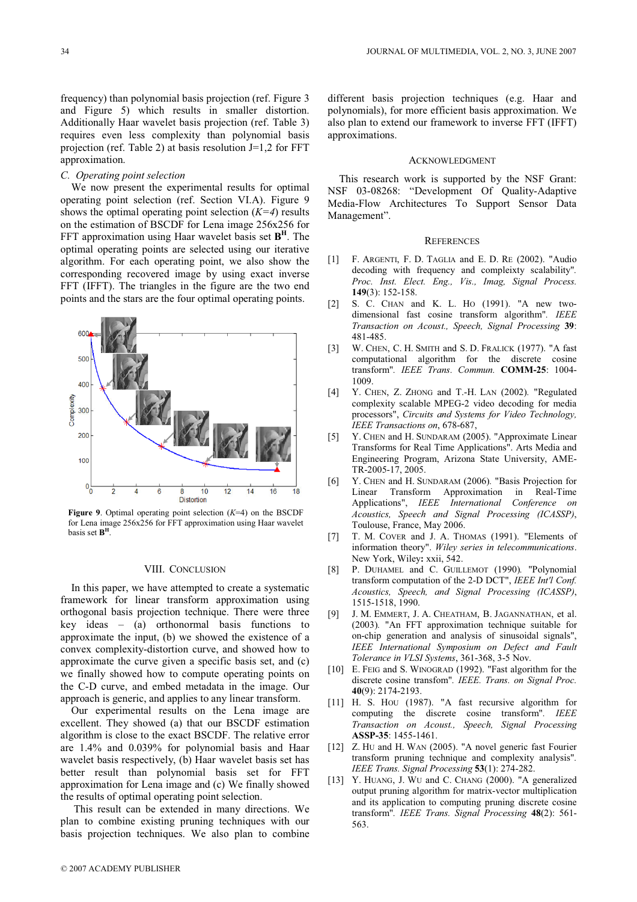frequency) than polynomial basis projection (ref. Figure 3 and Figure 5) which results in smaller distortion. Additionally Haar wavelet basis projection (ref. Table 3) requires even less complexity than polynomial basis projection (ref. Table 2) at basis resolution J=1,2 for FFT approximation.

### C. Operating point selection

We now present the experimental results for optimal operating point selection (ref. Section VI.A). Figure 9 shows the optimal operating point selection (*K=4*) results on the estimation of BSCDF for Lena image 256x256 for FFT approximation using Haar wavelet basis set $\mathbf{B}^{\mathbf{H}}$. The optimal operating points are selected using our iterative algorithm. For each operating point, we also show the corresponding recovered image by using exact inverse FFT (IFFT). The triangles in the figure are the two end points and the stars are the four optimal operating points.

**Figure 9**. Optimal operating point selection (*K*=4) on the BSCDF for Lena image 256x256 for FFT approximation using Haar wavelet basis set $\mathbf{B}^{\mathbf{H}}$.

## VIII. Conclusion

In this paper, we have attempted to create a systematic framework for linear transform approximation using orthogonal basis projection technique. There were three key ideas – (a) orthonormal basis functions to approximate the input, (b) we showed the existence of a convex complexity-distortion curve, and showed how to approximate the curve given a specific basis set, and (c) we finally showed how to compute operating points on the C-D curve, and embed metadata in the image. Our approach is generic, and applies to any linear transform.

Our experimental results on the Lena image are excellent. They showed (a) that our BSCDF estimation algorithm is close to the exact BSCDF. The relative error are 1.4% and 0.039% for polynomial basis and Haar wavelet basis respectively, (b) Haar wavelet basis set has better result than polynomial basis set for FFT approximation for Lena image and (c) We finally showed the results of optimal operating point selection.

This result can be extended in many directions. We plan to combine existing pruning techniques with our basis projection techniques. We also plan to combine different basis projection techniques (e.g. Haar and polynomials), for more efficient basis approximation. We also plan to extend our framework to inverse FFT (IFFT) approximations.

## Acknowledgment

This research work is supported by the NSF Grant: NSF 03-08268: "Development Of Quality-Adaptive Media-Flow Architectures To Support Sensor Data Management".

## References

[1] F. Argenti, F. D. Taglia and E. D. Re (2002). "Audio decoding with frequency and compleixty scalability". *Proc. Inst. Elect. Eng., Vis., Imag, Signal Process.* **149**(3): 152-158.

[2] S. C. Chan and K. L. Ho (1991). "A new two-dimensional fast cosine transform algorithm". *IEEE Transaction on Acoust., Speech, Signal Processing* **39**: 481-485.

[3] W. Chen, C. H. Smith and S. D. Fralick (1977). "A fast computational algorithm for the discrete cosine transform". *IEEE Trans. Commun.* **COMM-25**: 1004-1009.

[4] Y. Chen, Z. Zhong and T.-H. Lan (2002). "Regulated complexity scalable MPEG-2 video decoding for media processors", *Circuits and Systems for Video Technology, IEEE Transactions on*, 678-687,

[5] Y. Chen and H. Sundaram (2005). "Approximate Linear Transforms for Real Time Applications". Arts Media and Engineering Program, Arizona State University, AME-TR-2005-17, 2005.

[6] Y. Chen and H. Sundaram (2006). "Basis Projection for Linear Transform Approximation in Real-Time Applications", *IEEE International Conference on Acoustics, Speech and Signal Processing (ICASSP)*, Toulouse, France, May 2006.

[7] T. M. Cover and J. A. Thomas (1991). "Elements of information theory". *Wiley series in telecommunications*. New York, Wiley**:** xxii, 542.

[8] P. Duhamel and C. Guillemot (1990). "Polynomial transform computation of the 2-D DCT", *IEEE Int'l Conf. Acoustics, Speech, and Signal Processing (ICASSP)*, 1515-1518, 1990.

[9] J. M. Emmert, J. A. Cheatham, B. Jagannathan, et al. (2003). "An FFT approximation technique suitable for on-chip generation and analysis of sinusoidal signals", *IEEE International Symposium on Defect and Fault Tolerance in VLSI Systems*, 361-368, 3-5 Nov.

[10] E. Feig and S. Winograd (1992). "Fast algorithm for the discrete cosine transform". *IEEE. Trans. on Signal Proc.* **40**(9): 2174-2193.

[11] H. S. Hou (1987). "A fast recursive algorithm for computing the discrete cosine transform". *IEEE Transaction on Acoust., Speech, Signal Processing* **ASSP-35**: 1455-1461.

[12] Z. Hu and H. Wan (2005). "A novel generic fast Fourier transform pruning technique and complexity analysis". *IEEE Trans. Signal Processing* **53**(1): 274-282.

[13] Y. Huang, J. Wu and C. Chang (2000). "A generalized output pruning algorithm for matrix-vector multiplication and its application to computing pruning discrete cosine transform". *IEEE Trans. Signal Processing* **48**(2): 561-563.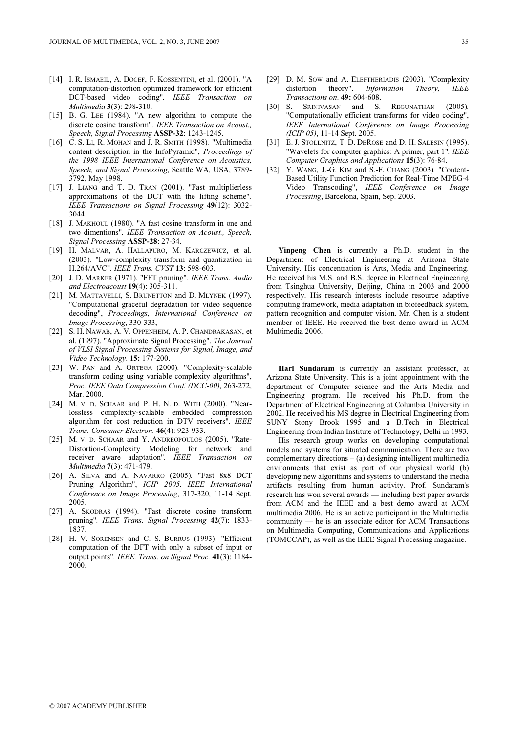[14] I. R. ISMAEIL, A. DOCEF, F. KOSSENTINI, et al. (2001). "A computation-distortion optimized framework for efficient DCT-based video coding". *IEEE Transaction on Multimedia* **3**(3): 298-310.

[15] B. G. LEE (1984). "A new algorithm to compute the discrete cosine transform". *IEEE Transaction on Acoust., Speech, Signal Processing* **ASSP-32**: 1243-1245.

[16] C. S. LI, R. MOHAN and J. R. SMITH (1998). "Multimedia content description in the InfoPyramid", *Proceedings of the 1998 IEEE International Conference on Acoustics, Speech, and Signal Processing*, Seattle WA, USA, 3789-3792, May 1998.

[17] J. LIANG and T. D. TRAN (2001). "Fast multiplierless approximations of the DCT with the lifting scheme". *IEEE Transactions on Signal Processing* **49**(12): 3032-3044.

[18] J. MAKHOUL (1980). "A fast cosine transform in one and two dimentions". *IEEE Transaction on Acoust., Speech, Signal Processing* **ASSP-28**: 27-34.

[19] H. MALVAR, A. HALLAPURO, M. KARCZEWICZ, et al. (2003). "Low-complexity transform and quantization in H.264/AVC". *IEEE Trans. CVST* **13**: 598-603.

[20] J. D. MARKER (1971). "FFT pruning". *IEEE Trans. Audio and Electroacoust* **19**(4): 305-311.

[21] M. MATTAVELLI, S. BRUNETTON and D. MLYNEK (1997). "Computational graceful degradation for video sequence decoding", *Proceedings, International Conference on Image Processing*, 330-333,

[22] S. H. NAWAB, A. V. OPPENHEIM, A. P. CHANDRAKASAN, et al. (1997). "Approximate Signal Processing". *The Journal of VLSI Signal Processing-Systems for Signal, Image, and Video Technology*. **15:** 177-200.

[23] W. PAN and A. ORTEGA (2000). "Complexity-scalable transform coding using variable complexity algorithms", *Proc. IEEE Data Compression Conf. (DCC-00)*, 263-272, Mar. 2000.

[24] M. V. D. SCHAAR and P. H. N. D. WITH (2000). "Near-lossless complexity-scalable embedded compression algorithm for cost reduction in DTV receivers". *IEEE Trans. Consumer Electron.* **46**(4): 923-933.

[25] M. V. D. SCHAAR and Y. ANDREOPOULOS (2005). "Rate-Distortion-Complexity Modeling for network and receiver aware adaptation". *IEEE Transaction on Multimedia* **7**(3): 471-479.

[26] A. SILVA and A. NAVARRO (2005). "Fast 8x8 DCT Pruning Algorithm", *ICIP 2005. IEEE International Conference on Image Processing*, 317-320, 11-14 Sept. 2005.

[27] A. SKODRAS (1994). "Fast discrete cosine transform pruning". *IEEE Trans. Signal Processing* **42**(7): 1833-1837.

[28] H. V. SORENSEN and C. S. BURRUS (1993). "Efficient computation of the DFT with only a subset of input or output points". *IEEE. Trans. on Signal Proc.* **41**(3): 1184-2000.

[29] D. M. SOW and A. ELEFTHERIADIS (2003). "Complexity distortion theory". *Information Theory, IEEE Transactions on*. **49:** 604-608.

[30] S. SRINIVASAN and S. REGUNATHAN (2005). "Computationally efficient transforms for video coding", *IEEE International Conference on Image Processing (ICIP 05)*, 11-14 Sept. 2005.

[31] E. J. STOLLNITZ, T. D. DEROSE and D. H. SALESIN (1995). "Wavelets for computer graphics: A primer, part 1". *IEEE Computer Graphics and Applications* **15**(3): 76-84.

[32] Y. WANG, J.-G. KIM and S.-F. CHANG (2003). "Content-Based Utility Function Prediction for Real-Time MPEG-4 Video Transcoding", *IEEE Conference on Image Processing*, Barcelona, Spain, Sep. 2003.

**Yinpeng Chen** is currently a Ph.D. student in the Department of Electrical Engineering at Arizona State University. His concentration is Arts, Media and Engineering. He received his M.S. and B.S. degree in Electrical Engineering from Tsinghua University, Beijing, China in 2003 and 2000 respectively. His research interests include resource adaptive computing framework, media adaptation in biofeedback system, pattern recognition and computer vision. Mr. Chen is a student member of IEEE. He received the best demo award in ACM Multimedia 2006.

**Hari Sundaram** is currently an assistant professor, at Arizona State University. This is a joint appointment with the department of Computer science and the Arts Media and Engineering program. He received his Ph.D. from the Department of Electrical Engineering at Columbia University in 2002. He received his MS degree in Electrical Engineering from SUNY Stony Brook 1995 and a B.Tech in Electrical Engineering from Indian Institute of Technology, Delhi in 1993.

His research group works on developing computational models and systems for situated communication. There are two complementary directions – (a) designing intelligent multimedia environments that exist as part of our physical world (b) developing new algorithms and systems to understand the media artifacts resulting from human activity. Prof. Sundaram's research has won several awards — including best paper awards from ACM and the IEEE and a best demo award at ACM multimedia 2006. He is an active participant in the Multimedia community — he is an associate editor for ACM Transactions on Multimedia Computing, Communications and Applications (TOMCCAP), as well as the IEEE Signal Processing magazine.